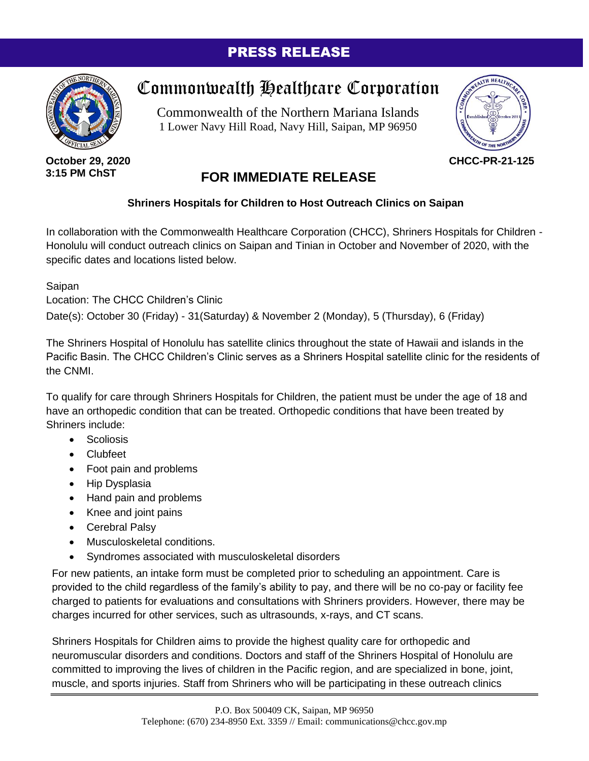# PRESS RELEASE

## Commonwealth Healthcare Corporation

Commonwealth of the Northern Mariana Islands
1 Lower Navy Hill Road, Navy Hill, Saipan, MP 96950

**October 29, 2020**
**3:15 PM ChST**

**CHCC-PR-21-125**

## FOR IMMEDIATE RELEASE

**Shriners Hospitals for Children to Host Outreach Clinics on Saipan**

In collaboration with the Commonwealth Healthcare Corporation (CHCC), Shriners Hospitals for Children - Honolulu will conduct outreach clinics on Saipan and Tinian in October and November of 2020, with the specific dates and locations listed below.

Saipan
Location: The CHCC Children's Clinic
Date(s): October 30 (Friday) - 31(Saturday) & November 2 (Monday), 5 (Thursday), 6 (Friday)

The Shriners Hospital of Honolulu has satellite clinics throughout the state of Hawaii and islands in the Pacific Basin. The CHCC Children's Clinic serves as a Shriners Hospital satellite clinic for the residents of the CNMI.

To qualify for care through Shriners Hospitals for Children, the patient must be under the age of 18 and have an orthopedic condition that can be treated. Orthopedic conditions that have been treated by Shriners include:

- Scoliosis
- Clubfeet
- Foot pain and problems
- Hip Dysplasia
- Hand pain and problems
- Knee and joint pains
- Cerebral Palsy
- Musculoskeletal conditions.
- Syndromes associated with musculoskeletal disorders

For new patients, an intake form must be completed prior to scheduling an appointment. Care is provided to the child regardless of the family's ability to pay, and there will be no co-pay or facility fee charged to patients for evaluations and consultations with Shriners providers. However, there may be charges incurred for other services, such as ultrasounds, x-rays, and CT scans.

Shriners Hospitals for Children aims to provide the highest quality care for orthopedic and neuromuscular disorders and conditions. Doctors and staff of the Shriners Hospital of Honolulu are committed to improving the lives of children in the Pacific region, and are specialized in bone, joint, muscle, and sports injuries. Staff from Shriners who will be participating in these outreach clinics

P.O. Box 500409 CK, Saipan, MP 96950
Telephone: (670) 234-8950 Ext. 3359 // Email: communications@chcc.gov.mp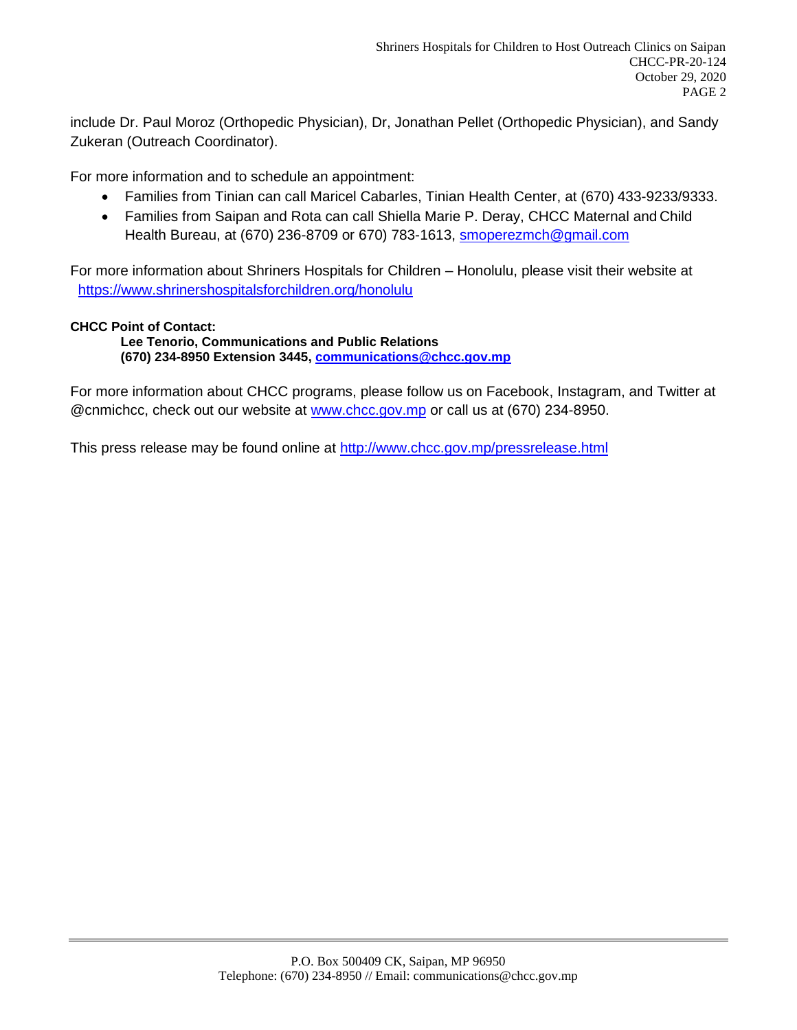include Dr. Paul Moroz (Orthopedic Physician), Dr, Jonathan Pellet (Orthopedic Physician), and Sandy Zukeran (Outreach Coordinator).

For more information and to schedule an appointment:

- Families from Tinian can call Maricel Cabarles, Tinian Health Center, at (670) 433-9233/9333.
- Families from Saipan and Rota can call Shiella Marie P. Deray, CHCC Maternal and Child Health Bureau, at (670) 236-8709 or 670) 783-1613, smoperezmch@gmail.com

For more information about Shriners Hospitals for Children – Honolulu, please visit their website at https://www.shrinershospitalsforchildren.org/honolulu

**CHCC Point of Contact:**
**Lee Tenorio, Communications and Public Relations**
**(670) 234-8950 Extension 3445, communications@chcc.gov.mp**

For more information about CHCC programs, please follow us on Facebook, Instagram, and Twitter at @cnmichcc, check out our website at www.chcc.gov.mp or call us at (670) 234-8950.

This press release may be found online at http://www.chcc.gov.mp/pressrelease.html